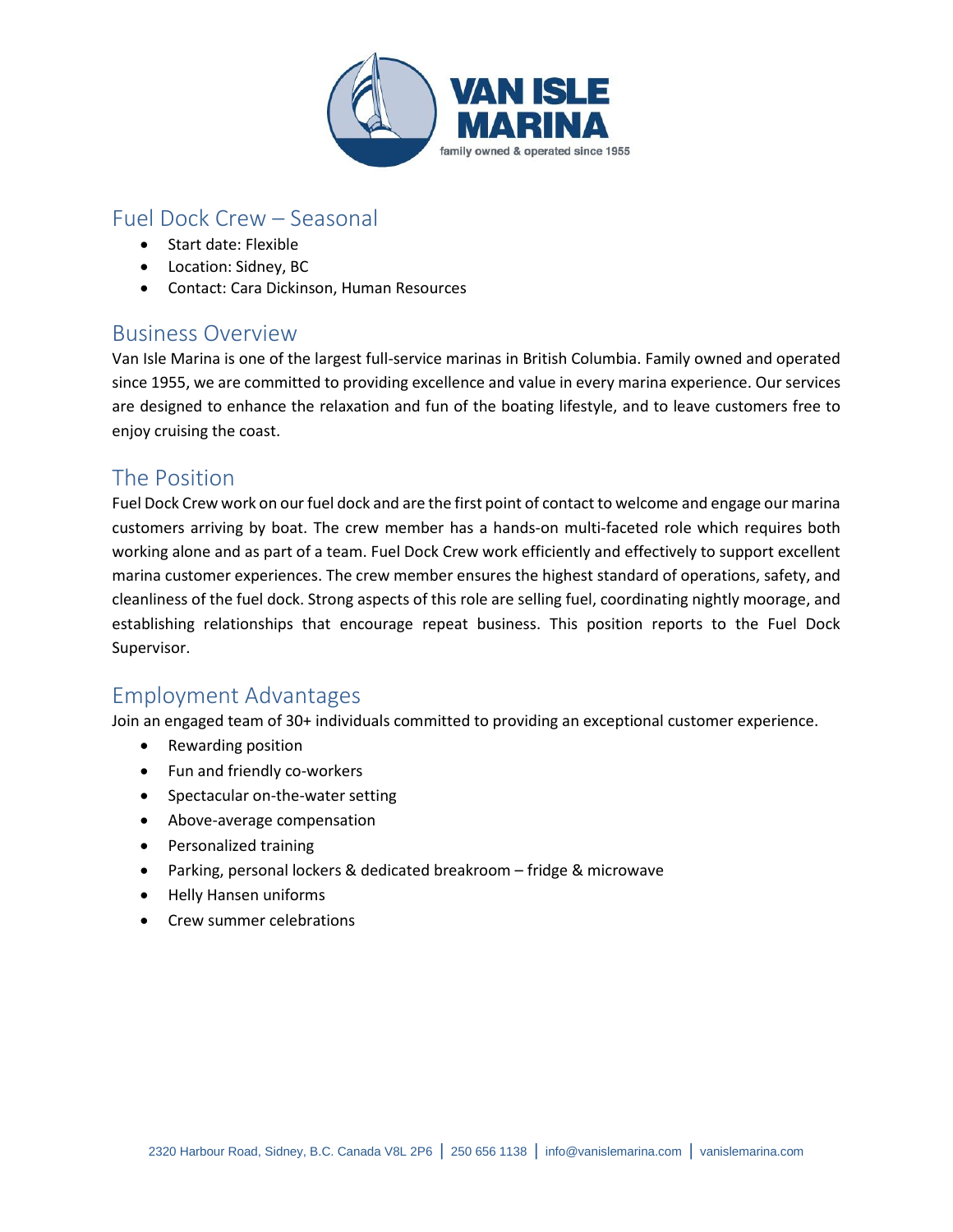VAN ISLE MARINA

family owned & operated since 1955

## Fuel Dock Crew – Seasonal

- Start date: Flexible
- Location: Sidney, BC
- Contact: Cara Dickinson, Human Resources

## Business Overview

Van Isle Marina is one of the largest full-service marinas in British Columbia. Family owned and operated since 1955, we are committed to providing excellence and value in every marina experience. Our services are designed to enhance the relaxation and fun of the boating lifestyle, and to leave customers free to enjoy cruising the coast.

## The Position

Fuel Dock Crew work on our fuel dock and are the first point of contact to welcome and engage our marina customers arriving by boat. The crew member has a hands-on multi-faceted role which requires both working alone and as part of a team. Fuel Dock Crew work efficiently and effectively to support excellent marina customer experiences. The crew member ensures the highest standard of operations, safety, and cleanliness of the fuel dock. Strong aspects of this role are selling fuel, coordinating nightly moorage, and establishing relationships that encourage repeat business. This position reports to the Fuel Dock Supervisor.

## Employment Advantages

Join an engaged team of 30+ individuals committed to providing an exceptional customer experience.

- Rewarding position
- Fun and friendly co-workers
- Spectacular on-the-water setting
- Above-average compensation
- Personalized training
- Parking, personal lockers & dedicated breakroom – fridge & microwave
- Helly Hansen uniforms
- Crew summer celebrations

2320 Harbour Road, Sidney, B.C. Canada V8L 2P6 | 250 656 1138 | info@vanislemarina.com | vanislemarina.com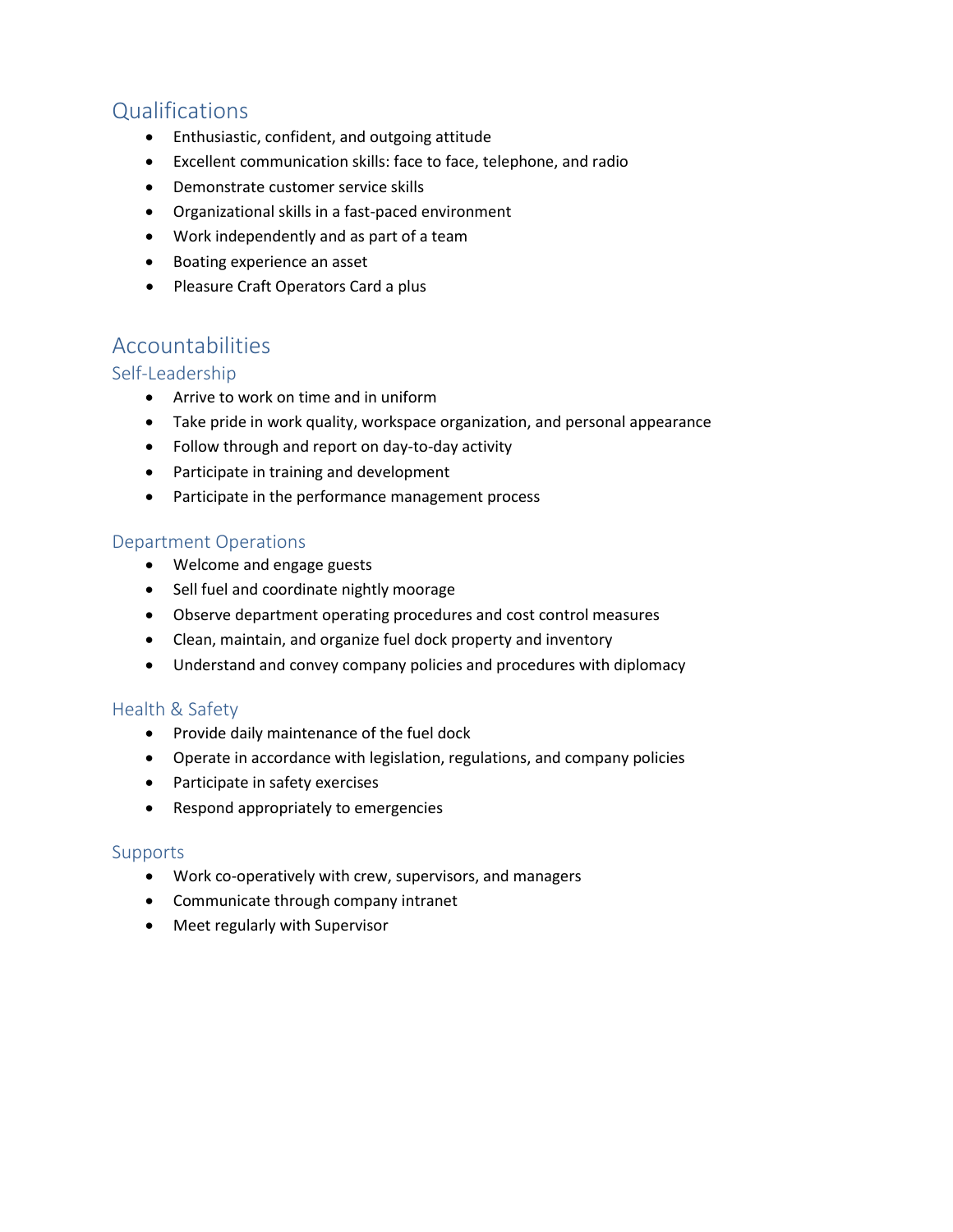## Qualifications

- Enthusiastic, confident, and outgoing attitude
- Excellent communication skills: face to face, telephone, and radio
- Demonstrate customer service skills
- Organizational skills in a fast-paced environment
- Work independently and as part of a team
- Boating experience an asset
- Pleasure Craft Operators Card a plus

## Accountabilities

### Self-Leadership

- Arrive to work on time and in uniform
- Take pride in work quality, workspace organization, and personal appearance
- Follow through and report on day-to-day activity
- Participate in training and development
- Participate in the performance management process

### Department Operations

- Welcome and engage guests
- Sell fuel and coordinate nightly moorage
- Observe department operating procedures and cost control measures
- Clean, maintain, and organize fuel dock property and inventory
- Understand and convey company policies and procedures with diplomacy

### Health & Safety

- Provide daily maintenance of the fuel dock
- Operate in accordance with legislation, regulations, and company policies
- Participate in safety exercises
- Respond appropriately to emergencies

### Supports

- Work co-operatively with crew, supervisors, and managers
- Communicate through company intranet
- Meet regularly with Supervisor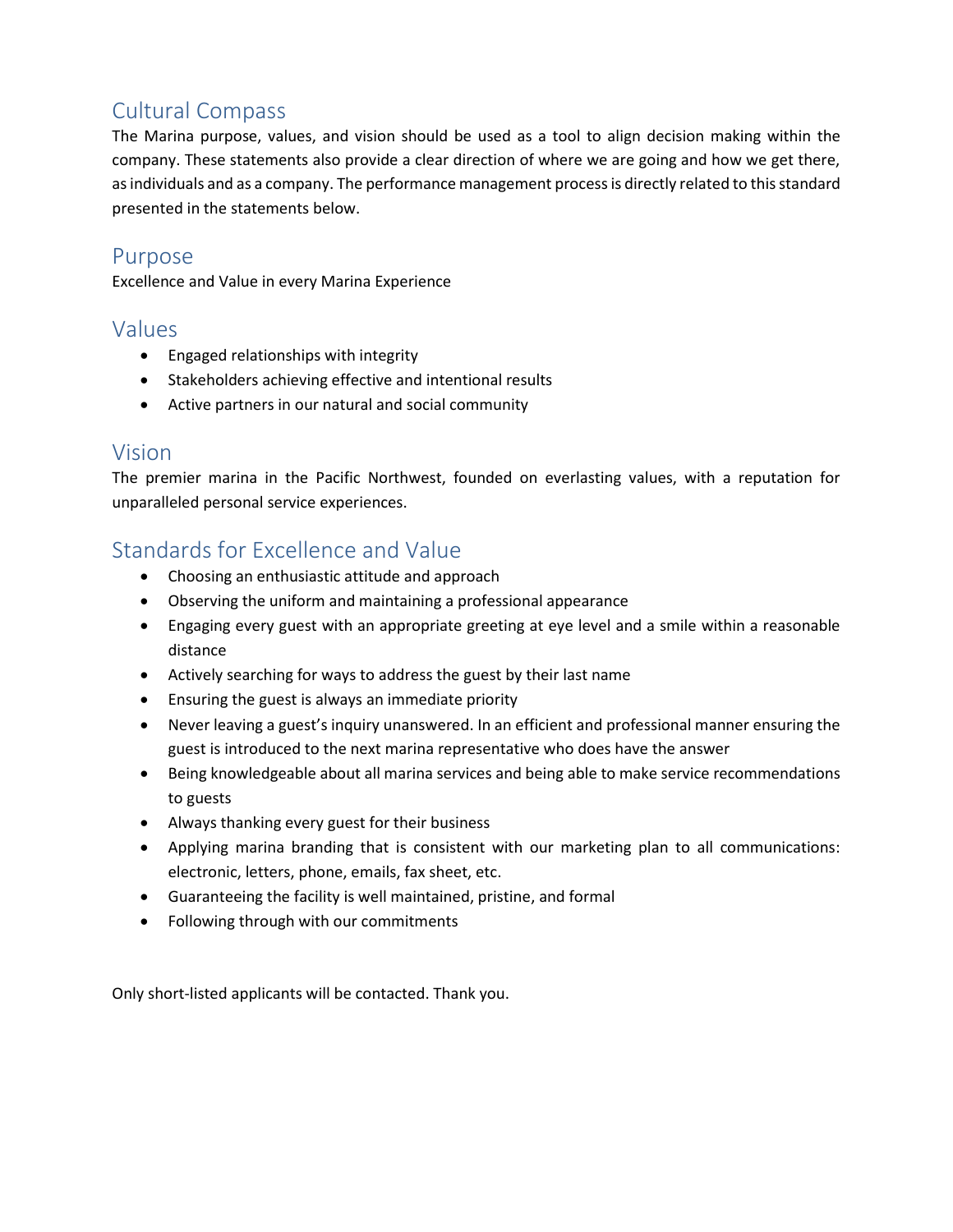## Cultural Compass

The Marina purpose, values, and vision should be used as a tool to align decision making within the company. These statements also provide a clear direction of where we are going and how we get there, as individuals and as a company. The performance management process is directly related to this standard presented in the statements below.

## Purpose

Excellence and Value in every Marina Experience

## Values

- Engaged relationships with integrity
- Stakeholders achieving effective and intentional results
- Active partners in our natural and social community

## Vision

The premier marina in the Pacific Northwest, founded on everlasting values, with a reputation for unparalleled personal service experiences.

## Standards for Excellence and Value

- Choosing an enthusiastic attitude and approach
- Observing the uniform and maintaining a professional appearance
- Engaging every guest with an appropriate greeting at eye level and a smile within a reasonable distance
- Actively searching for ways to address the guest by their last name
- Ensuring the guest is always an immediate priority
- Never leaving a guest's inquiry unanswered. In an efficient and professional manner ensuring the guest is introduced to the next marina representative who does have the answer
- Being knowledgeable about all marina services and being able to make service recommendations to guests
- Always thanking every guest for their business
- Applying marina branding that is consistent with our marketing plan to all communications: electronic, letters, phone, emails, fax sheet, etc.
- Guaranteeing the facility is well maintained, pristine, and formal
- Following through with our commitments

Only short-listed applicants will be contacted. Thank you.